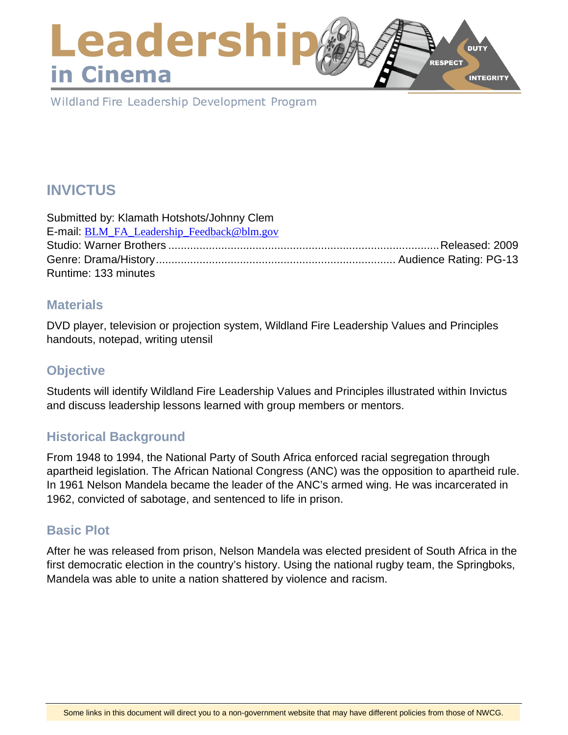# Leadership in Cinema

Wildland Fire Leadership Development Program

## INVICTUS

Submitted by: Klamath Hotshots/Johnny Clem
E-mail: BLM_FA_Leadership_Feedback@blm.gov
Studio: Warner Brothers ........................................ Released: 2009
Genre: Drama/History ........................................ Audience Rating: PG-13
Runtime: 133 minutes

### Materials

DVD player, television or projection system, Wildland Fire Leadership Values and Principles handouts, notepad, writing utensil

### Objective

Students will identify Wildland Fire Leadership Values and Principles illustrated within Invictus and discuss leadership lessons learned with group members or mentors.

### Historical Background

From 1948 to 1994, the National Party of South Africa enforced racial segregation through apartheid legislation. The African National Congress (ANC) was the opposition to apartheid rule. In 1961 Nelson Mandela became the leader of the ANC's armed wing. He was incarcerated in 1962, convicted of sabotage, and sentenced to life in prison.

### Basic Plot

After he was released from prison, Nelson Mandela was elected president of South Africa in the first democratic election in the country's history. Using the national rugby team, the Springboks, Mandela was able to unite a nation shattered by violence and racism.

Some links in this document will direct you to a non-government website that may have different policies from those of NWCG.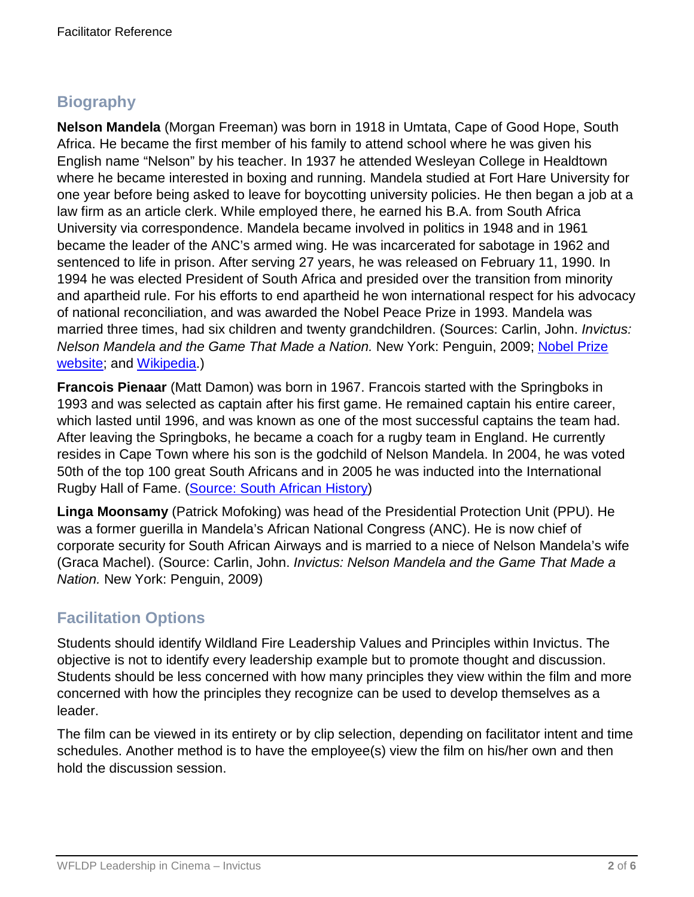## Biography

**Nelson Mandela** (Morgan Freeman) was born in 1918 in Umtata, Cape of Good Hope, South Africa. He became the first member of his family to attend school where he was given his English name "Nelson" by his teacher. In 1937 he attended Wesleyan College in Healdtown where he became interested in boxing and running. Mandela studied at Fort Hare University for one year before being asked to leave for boycotting university policies. He then began a job at a law firm as an article clerk. While employed there, he earned his B.A. from South Africa University via correspondence. Mandela became involved in politics in 1948 and in 1961 became the leader of the ANC's armed wing. He was incarcerated for sabotage in 1962 and sentenced to life in prison. After serving 27 years, he was released on February 11, 1990. In 1994 he was elected President of South Africa and presided over the transition from minority and apartheid rule. For his efforts to end apartheid he won international respect for his advocacy of national reconciliation, and was awarded the Nobel Peace Prize in 1993. Mandela was married three times, had six children and twenty grandchildren. (Sources: Carlin, John. *Invictus: Nelson Mandela and the Game That Made a Nation.* New York: Penguin, 2009; Nobel Prize website; and Wikipedia.)

**Francois Pienaar** (Matt Damon) was born in 1967. Francois started with the Springboks in 1993 and was selected as captain after his first game. He remained captain his entire career, which lasted until 1996, and was known as one of the most successful captains the team had. After leaving the Springboks, he became a coach for a rugby team in England. He currently resides in Cape Town where his son is the godchild of Nelson Mandela. In 2004, he was voted 50th of the top 100 great South Africans and in 2005 he was inducted into the International Rugby Hall of Fame. (Source: South African History)

**Linga Moonsamy** (Patrick Mofoking) was head of the Presidential Protection Unit (PPU). He was a former guerilla in Mandela's African National Congress (ANC). He is now chief of corporate security for South African Airways and is married to a niece of Nelson Mandela's wife (Graca Machel). (Source: Carlin, John. *Invictus: Nelson Mandela and the Game That Made a Nation.* New York: Penguin, 2009)

## Facilitation Options

Students should identify Wildland Fire Leadership Values and Principles within Invictus. The objective is not to identify every leadership example but to promote thought and discussion. Students should be less concerned with how many principles they view within the film and more concerned with how the principles they recognize can be used to develop themselves as a leader.

The film can be viewed in its entirety or by clip selection, depending on facilitator intent and time schedules. Another method is to have the employee(s) view the film on his/her own and then hold the discussion session.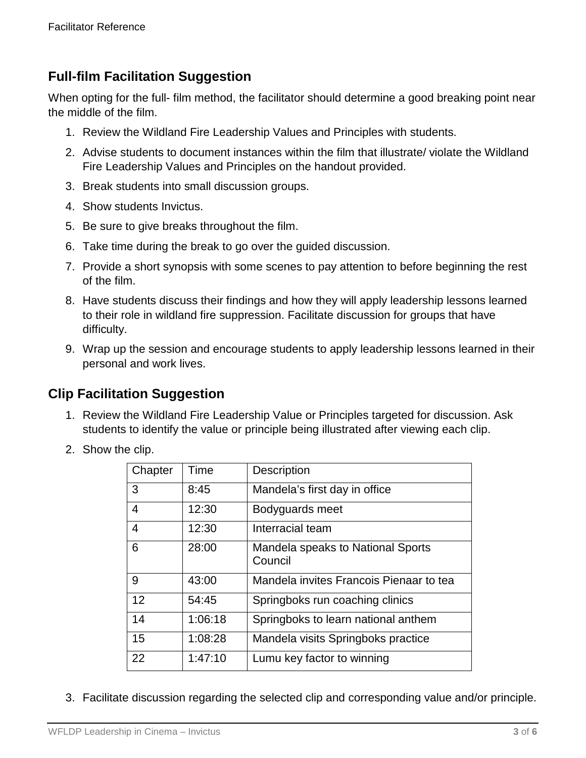## Full-film Facilitation Suggestion

When opting for the full- film method, the facilitator should determine a good breaking point near the middle of the film.

1. Review the Wildland Fire Leadership Values and Principles with students.
2. Advise students to document instances within the film that illustrate/ violate the Wildland Fire Leadership Values and Principles on the handout provided.
3. Break students into small discussion groups.
4. Show students Invictus.
5. Be sure to give breaks throughout the film.
6. Take time during the break to go over the guided discussion.
7. Provide a short synopsis with some scenes to pay attention to before beginning the rest of the film.
8. Have students discuss their findings and how they will apply leadership lessons learned to their role in wildland fire suppression. Facilitate discussion for groups that have difficulty.
9. Wrap up the session and encourage students to apply leadership lessons learned in their personal and work lives.

## Clip Facilitation Suggestion

1. Review the Wildland Fire Leadership Value or Principles targeted for discussion. Ask students to identify the value or principle being illustrated after viewing each clip.
2. Show the clip.

| Chapter | Time | Description |
|---|---|---|
| 3 | 8:45 | Mandela's first day in office |
| 4 | 12:30 | Bodyguards meet |
| 4 | 12:30 | Interracial team |
| 6 | 28:00 | Mandela speaks to National Sports Council |
| 9 | 43:00 | Mandela invites Francois Pienaar to tea |
| 12 | 54:45 | Springboks run coaching clinics |
| 14 | 1:06:18 | Springboks to learn national anthem |
| 15 | 1:08:28 | Mandela visits Springboks practice |
| 22 | 1:47:10 | Lumu key factor to winning |

3. Facilitate discussion regarding the selected clip and corresponding value and/or principle.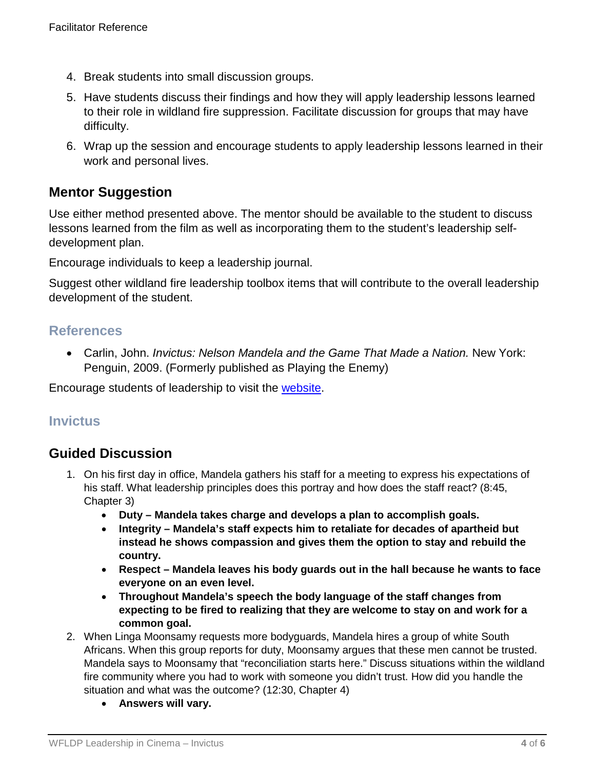4. Break students into small discussion groups.
5. Have students discuss their findings and how they will apply leadership lessons learned to their role in wildland fire suppression. Facilitate discussion for groups that may have difficulty.
6. Wrap up the session and encourage students to apply leadership lessons learned in their work and personal lives.

## Mentor Suggestion

Use either method presented above. The mentor should be available to the student to discuss lessons learned from the film as well as incorporating them to the student's leadership self-development plan.

Encourage individuals to keep a leadership journal.

Suggest other wildland fire leadership toolbox items that will contribute to the overall leadership development of the student.

## References

- Carlin, John. *Invictus: Nelson Mandela and the Game That Made a Nation.* New York: Penguin, 2009. (Formerly published as Playing the Enemy)

Encourage students of leadership to visit the website.

## Invictus

## Guided Discussion

1. On his first day in office, Mandela gathers his staff for a meeting to express his expectations of his staff. What leadership principles does this portray and how does the staff react? (8:45, Chapter 3)
   - **Duty – Mandela takes charge and develops a plan to accomplish goals.**
   - **Integrity – Mandela's staff expects him to retaliate for decades of apartheid but instead he shows compassion and gives them the option to stay and rebuild the country.**
   - **Respect – Mandela leaves his body guards out in the hall because he wants to face everyone on an even level.**
   - **Throughout Mandela's speech the body language of the staff changes from expecting to be fired to realizing that they are welcome to stay on and work for a common goal.**
2. When Linga Moonsamy requests more bodyguards, Mandela hires a group of white South Africans. When this group reports for duty, Moonsamy argues that these men cannot be trusted. Mandela says to Moonsamy that "reconciliation starts here." Discuss situations within the wildland fire community where you had to work with someone you didn't trust. How did you handle the situation and what was the outcome? (12:30, Chapter 4)
   - **Answers will vary.**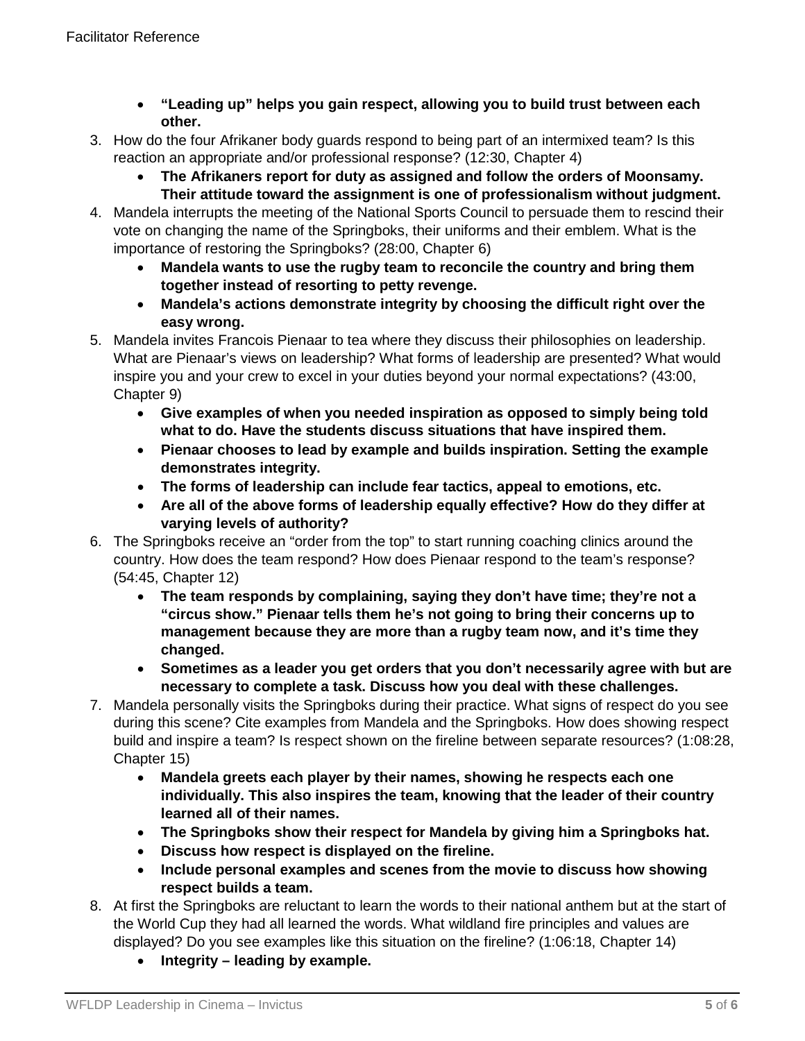- **"Leading up" helps you gain respect, allowing you to build trust between each other.**

3. How do the four Afrikaner body guards respond to being part of an intermixed team? Is this reaction an appropriate and/or professional response? (12:30, Chapter 4)
   - **The Afrikaners report for duty as assigned and follow the orders of Moonsamy. Their attitude toward the assignment is one of professionalism without judgment.**
4. Mandela interrupts the meeting of the National Sports Council to persuade them to rescind their vote on changing the name of the Springboks, their uniforms and their emblem. What is the importance of restoring the Springboks? (28:00, Chapter 6)
   - **Mandela wants to use the rugby team to reconcile the country and bring them together instead of resorting to petty revenge.**
   - **Mandela's actions demonstrate integrity by choosing the difficult right over the easy wrong.**
5. Mandela invites Francois Pienaar to tea where they discuss their philosophies on leadership. What are Pienaar's views on leadership? What forms of leadership are presented? What would inspire you and your crew to excel in your duties beyond your normal expectations? (43:00, Chapter 9)
   - **Give examples of when you needed inspiration as opposed to simply being told what to do. Have the students discuss situations that have inspired them.**
   - **Pienaar chooses to lead by example and builds inspiration. Setting the example demonstrates integrity.**
   - **The forms of leadership can include fear tactics, appeal to emotions, etc.**
   - **Are all of the above forms of leadership equally effective? How do they differ at varying levels of authority?**
6. The Springboks receive an "order from the top" to start running coaching clinics around the country. How does the team respond? How does Pienaar respond to the team's response? (54:45, Chapter 12)
   - **The team responds by complaining, saying they don't have time; they're not a "circus show." Pienaar tells them he's not going to bring their concerns up to management because they are more than a rugby team now, and it's time they changed.**
   - **Sometimes as a leader you get orders that you don't necessarily agree with but are necessary to complete a task. Discuss how you deal with these challenges.**
7. Mandela personally visits the Springboks during their practice. What signs of respect do you see during this scene? Cite examples from Mandela and the Springboks. How does showing respect build and inspire a team? Is respect shown on the fireline between separate resources? (1:08:28, Chapter 15)
   - **Mandela greets each player by their names, showing he respects each one individually. This also inspires the team, knowing that the leader of their country learned all of their names.**
   - **The Springboks show their respect for Mandela by giving him a Springboks hat.**
   - **Discuss how respect is displayed on the fireline.**
   - **Include personal examples and scenes from the movie to discuss how showing respect builds a team.**
8. At first the Springboks are reluctant to learn the words to their national anthem but at the start of the World Cup they had all learned the words. What wildland fire principles and values are displayed? Do you see examples like this situation on the fireline? (1:06:18, Chapter 14)
   - **Integrity – leading by example.**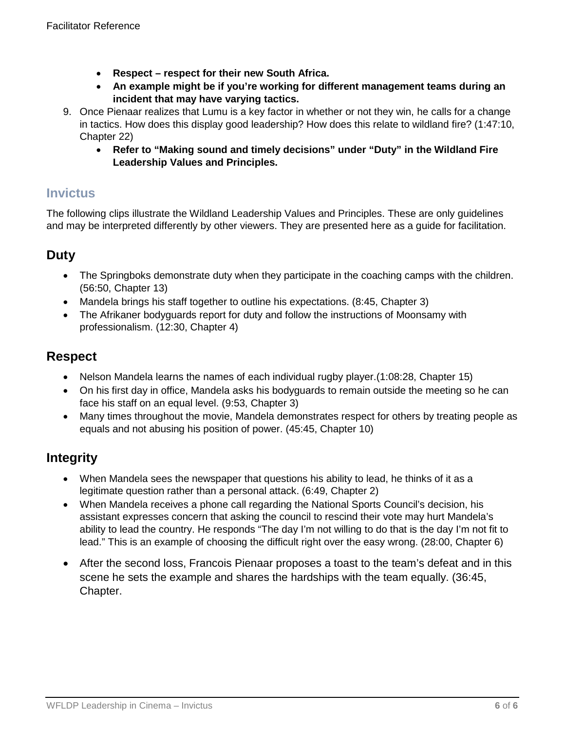- **Respect – respect for their new South Africa.**
- **An example might be if you're working for different management teams during an incident that may have varying tactics.**

9. Once Pienaar realizes that Lumu is a key factor in whether or not they win, he calls for a change in tactics. How does this display good leadership? How does this relate to wildland fire? (1:47:10, Chapter 22)
    - **Refer to "Making sound and timely decisions" under "Duty" in the Wildland Fire Leadership Values and Principles.**

## Invictus

The following clips illustrate the Wildland Leadership Values and Principles. These are only guidelines and may be interpreted differently by other viewers. They are presented here as a guide for facilitation.

### Duty

- The Springboks demonstrate duty when they participate in the coaching camps with the children. (56:50, Chapter 13)
- Mandela brings his staff together to outline his expectations. (8:45, Chapter 3)
- The Afrikaner bodyguards report for duty and follow the instructions of Moonsamy with professionalism. (12:30, Chapter 4)

### Respect

- Nelson Mandela learns the names of each individual rugby player.(1:08:28, Chapter 15)
- On his first day in office, Mandela asks his bodyguards to remain outside the meeting so he can face his staff on an equal level. (9:53, Chapter 3)
- Many times throughout the movie, Mandela demonstrates respect for others by treating people as equals and not abusing his position of power. (45:45, Chapter 10)

### Integrity

- When Mandela sees the newspaper that questions his ability to lead, he thinks of it as a legitimate question rather than a personal attack. (6:49, Chapter 2)
- When Mandela receives a phone call regarding the National Sports Council's decision, his assistant expresses concern that asking the council to rescind their vote may hurt Mandela's ability to lead the country. He responds "The day I'm not willing to do that is the day I'm not fit to lead." This is an example of choosing the difficult right over the easy wrong. (28:00, Chapter 6)
- After the second loss, Francois Pienaar proposes a toast to the team's defeat and in this scene he sets the example and shares the hardships with the team equally. (36:45, Chapter.